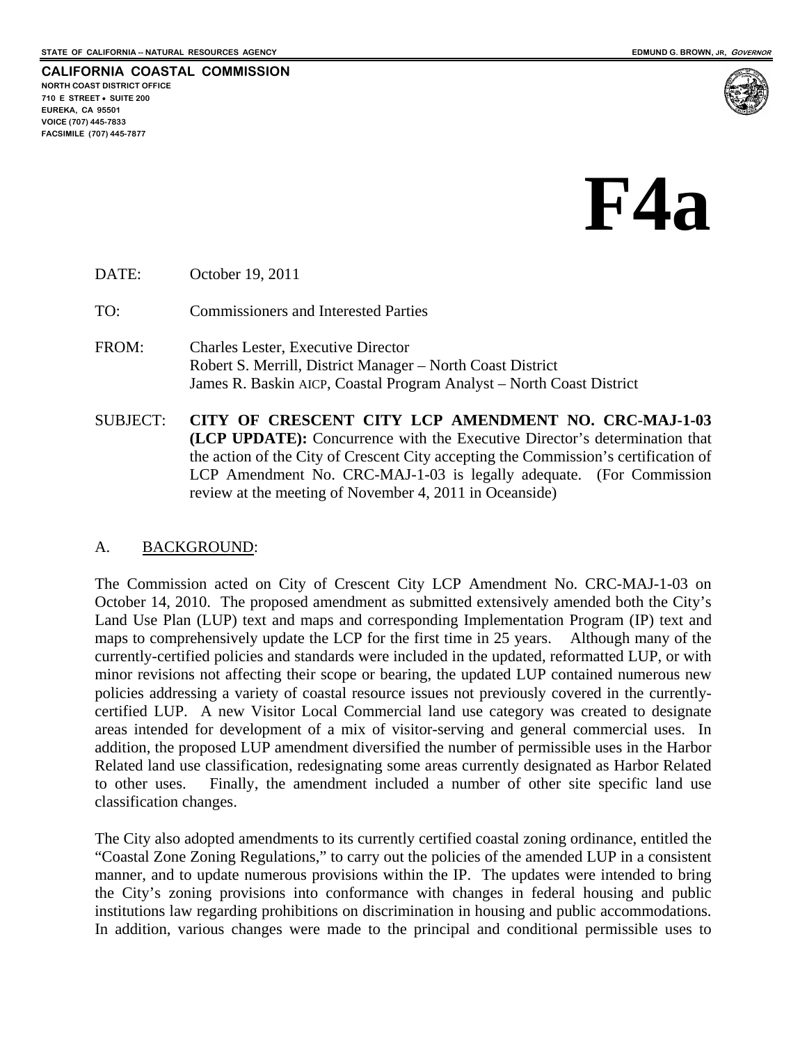STATE OF CALIFORNIA -- NATURAL RESOURCES AGENCY — EDMUND G. BROWN, JR, *GOVERNOR*

**CALIFORNIA COASTAL COMMISSION**
NORTH COAST DISTRICT OFFICE
710 E STREET • SUITE 200
EUREKA, CA 95501
VOICE (707) 445-7833
FACSIMILE (707) 445-7877

# F4a

DATE: October 19, 2011

TO: Commissioners and Interested Parties

FROM: Charles Lester, Executive Director
Robert S. Merrill, District Manager – North Coast District
James R. Baskin AICP, Coastal Program Analyst – North Coast District

SUBJECT: **CITY OF CRESCENT CITY LCP AMENDMENT NO. CRC-MAJ-1-03 (LCP UPDATE):** Concurrence with the Executive Director's determination that the action of the City of Crescent City accepting the Commission's certification of LCP Amendment No. CRC-MAJ-1-03 is legally adequate. (For Commission review at the meeting of November 4, 2011 in Oceanside)

## A. BACKGROUND:

The Commission acted on City of Crescent City LCP Amendment No. CRC-MAJ-1-03 on October 14, 2010. The proposed amendment as submitted extensively amended both the City's Land Use Plan (LUP) text and maps and corresponding Implementation Program (IP) text and maps to comprehensively update the LCP for the first time in 25 years. Although many of the currently-certified policies and standards were included in the updated, reformatted LUP, or with minor revisions not affecting their scope or bearing, the updated LUP contained numerous new policies addressing a variety of coastal resource issues not previously covered in the currently-certified LUP. A new Visitor Local Commercial land use category was created to designate areas intended for development of a mix of visitor-serving and general commercial uses. In addition, the proposed LUP amendment diversified the number of permissible uses in the Harbor Related land use classification, redesignating some areas currently designated as Harbor Related to other uses. Finally, the amendment included a number of other site specific land use classification changes.

The City also adopted amendments to its currently certified coastal zoning ordinance, entitled the "Coastal Zone Zoning Regulations," to carry out the policies of the amended LUP in a consistent manner, and to update numerous provisions within the IP. The updates were intended to bring the City's zoning provisions into conformance with changes in federal housing and public institutions law regarding prohibitions on discrimination in housing and public accommodations. In addition, various changes were made to the principal and conditional permissible uses to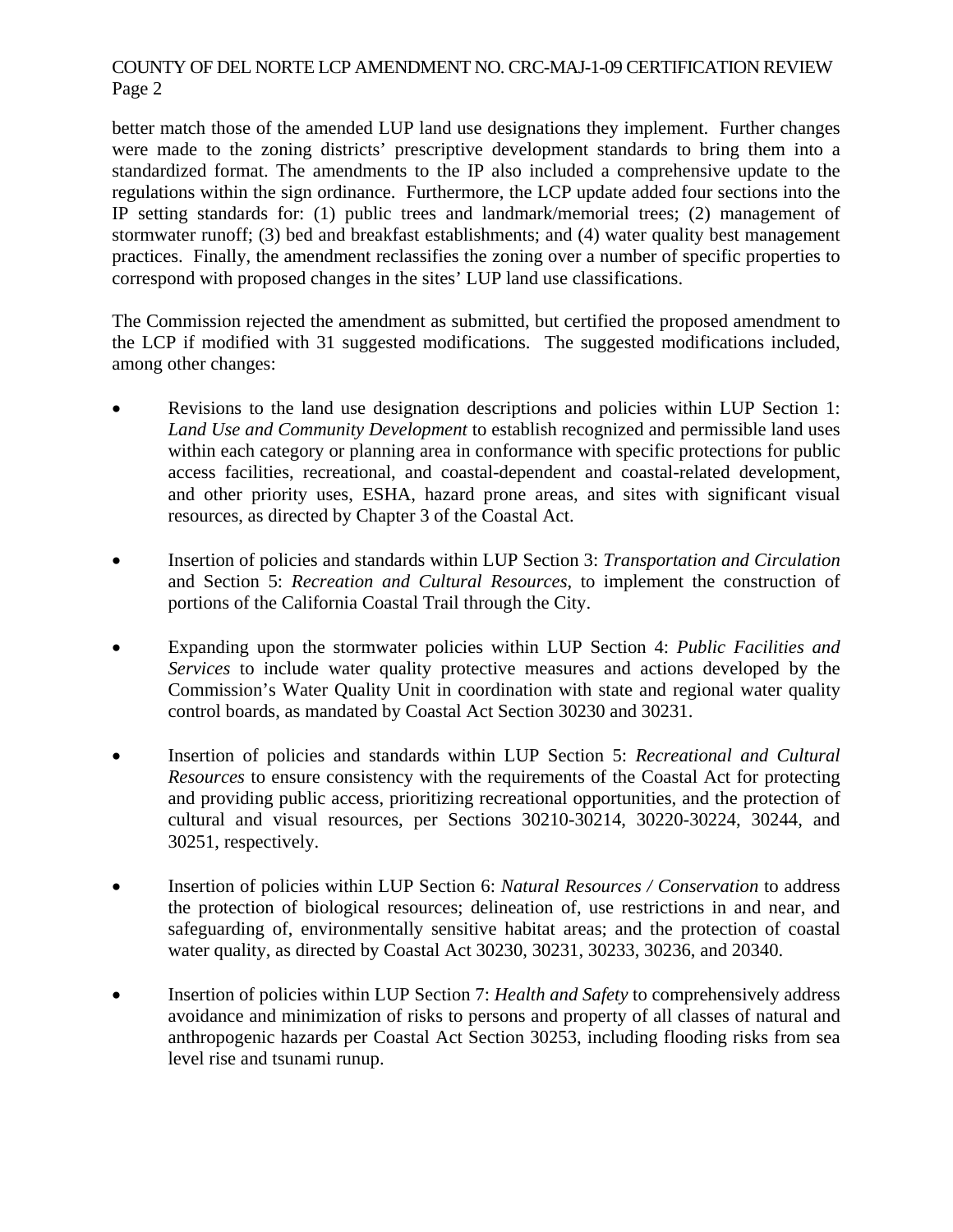better match those of the amended LUP land use designations they implement. Further changes were made to the zoning districts' prescriptive development standards to bring them into a standardized format. The amendments to the IP also included a comprehensive update to the regulations within the sign ordinance. Furthermore, the LCP update added four sections into the IP setting standards for: (1) public trees and landmark/memorial trees; (2) management of stormwater runoff; (3) bed and breakfast establishments; and (4) water quality best management practices. Finally, the amendment reclassifies the zoning over a number of specific properties to correspond with proposed changes in the sites' LUP land use classifications.

The Commission rejected the amendment as submitted, but certified the proposed amendment to the LCP if modified with 31 suggested modifications. The suggested modifications included, among other changes:

- Revisions to the land use designation descriptions and policies within LUP Section 1: *Land Use and Community Development* to establish recognized and permissible land uses within each category or planning area in conformance with specific protections for public access facilities, recreational, and coastal-dependent and coastal-related development, and other priority uses, ESHA, hazard prone areas, and sites with significant visual resources, as directed by Chapter 3 of the Coastal Act.

- Insertion of policies and standards within LUP Section 3: *Transportation and Circulation* and Section 5: *Recreation and Cultural Resources*, to implement the construction of portions of the California Coastal Trail through the City.

- Expanding upon the stormwater policies within LUP Section 4: *Public Facilities and Services* to include water quality protective measures and actions developed by the Commission's Water Quality Unit in coordination with state and regional water quality control boards, as mandated by Coastal Act Section 30230 and 30231.

- Insertion of policies and standards within LUP Section 5: *Recreational and Cultural Resources* to ensure consistency with the requirements of the Coastal Act for protecting and providing public access, prioritizing recreational opportunities, and the protection of cultural and visual resources, per Sections 30210-30214, 30220-30224, 30244, and 30251, respectively.

- Insertion of policies within LUP Section 6: *Natural Resources / Conservation* to address the protection of biological resources; delineation of, use restrictions in and near, and safeguarding of, environmentally sensitive habitat areas; and the protection of coastal water quality, as directed by Coastal Act 30230, 30231, 30233, 30236, and 20340.

- Insertion of policies within LUP Section 7: *Health and Safety* to comprehensively address avoidance and minimization of risks to persons and property of all classes of natural and anthropogenic hazards per Coastal Act Section 30253, including flooding risks from sea level rise and tsunami runup.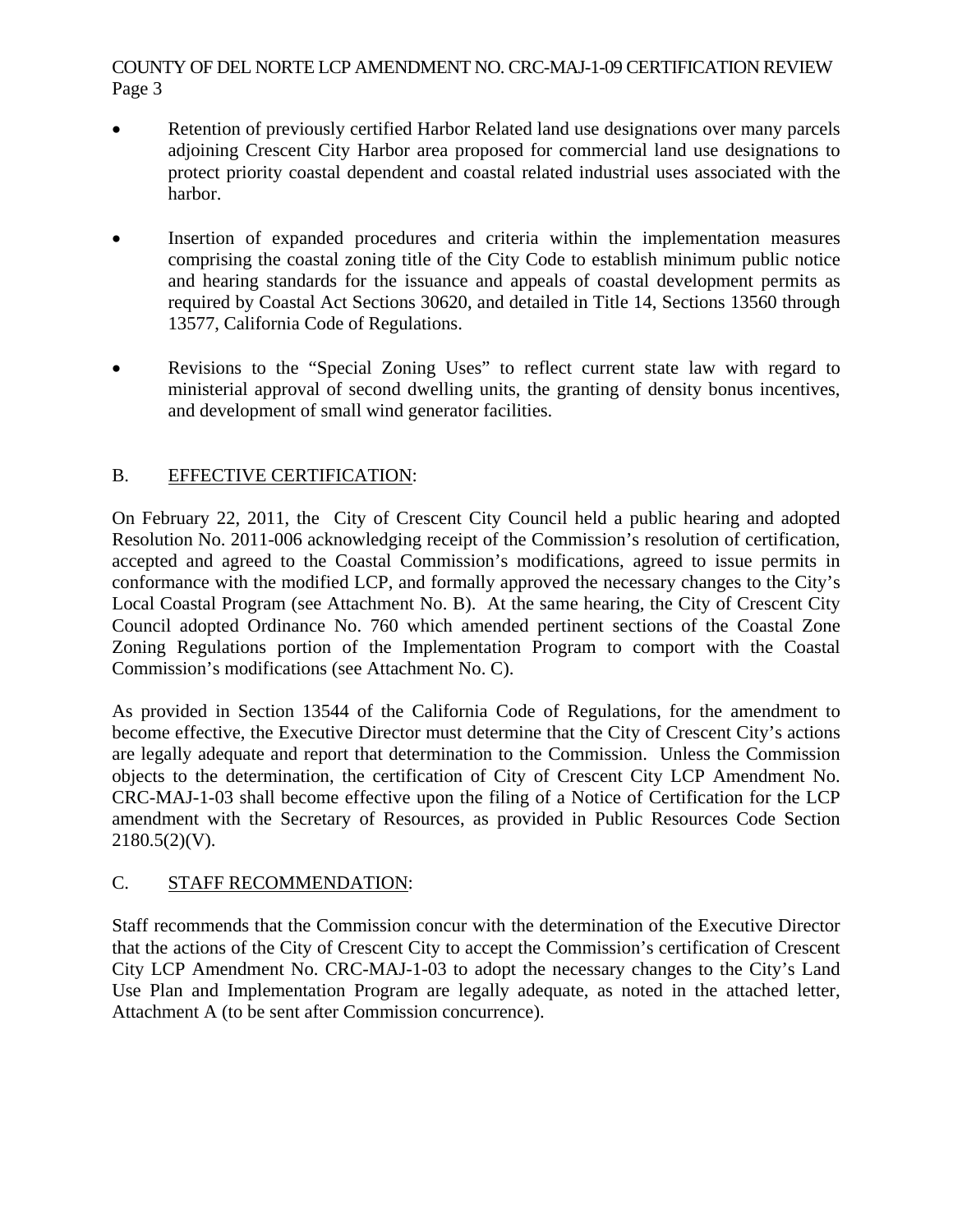- Retention of previously certified Harbor Related land use designations over many parcels adjoining Crescent City Harbor area proposed for commercial land use designations to protect priority coastal dependent and coastal related industrial uses associated with the harbor.

- Insertion of expanded procedures and criteria within the implementation measures comprising the coastal zoning title of the City Code to establish minimum public notice and hearing standards for the issuance and appeals of coastal development permits as required by Coastal Act Sections 30620, and detailed in Title 14, Sections 13560 through 13577, California Code of Regulations.

- Revisions to the "Special Zoning Uses" to reflect current state law with regard to ministerial approval of second dwelling units, the granting of density bonus incentives, and development of small wind generator facilities.

## B. EFFECTIVE CERTIFICATION:

On February 22, 2011, the City of Crescent City Council held a public hearing and adopted Resolution No. 2011-006 acknowledging receipt of the Commission's resolution of certification, accepted and agreed to the Coastal Commission's modifications, agreed to issue permits in conformance with the modified LCP, and formally approved the necessary changes to the City's Local Coastal Program (see Attachment No. B). At the same hearing, the City of Crescent City Council adopted Ordinance No. 760 which amended pertinent sections of the Coastal Zone Zoning Regulations portion of the Implementation Program to comport with the Coastal Commission's modifications (see Attachment No. C).

As provided in Section 13544 of the California Code of Regulations, for the amendment to become effective, the Executive Director must determine that the City of Crescent City's actions are legally adequate and report that determination to the Commission. Unless the Commission objects to the determination, the certification of City of Crescent City LCP Amendment No. CRC-MAJ-1-03 shall become effective upon the filing of a Notice of Certification for the LCP amendment with the Secretary of Resources, as provided in Public Resources Code Section 2180.5(2)(V).

## C. STAFF RECOMMENDATION:

Staff recommends that the Commission concur with the determination of the Executive Director that the actions of the City of Crescent City to accept the Commission's certification of Crescent City LCP Amendment No. CRC-MAJ-1-03 to adopt the necessary changes to the City's Land Use Plan and Implementation Program are legally adequate, as noted in the attached letter, Attachment A (to be sent after Commission concurrence).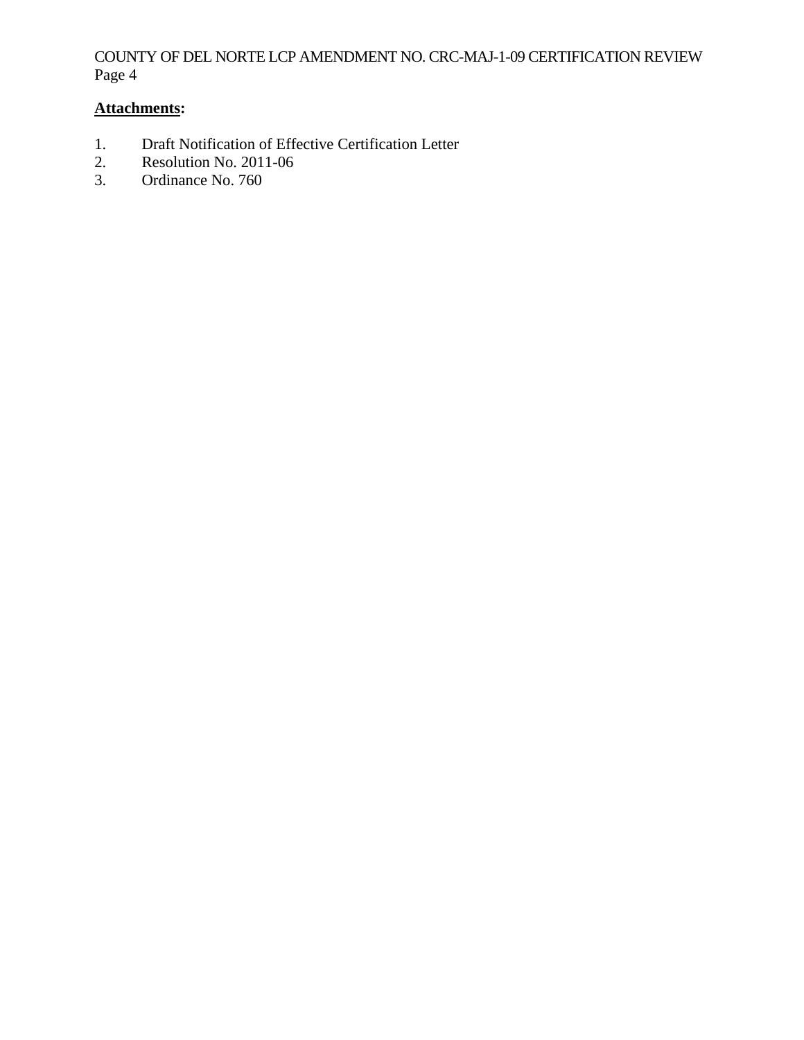**Attachments:**

1. Draft Notification of Effective Certification Letter
2. Resolution No. 2011-06
3. Ordinance No. 760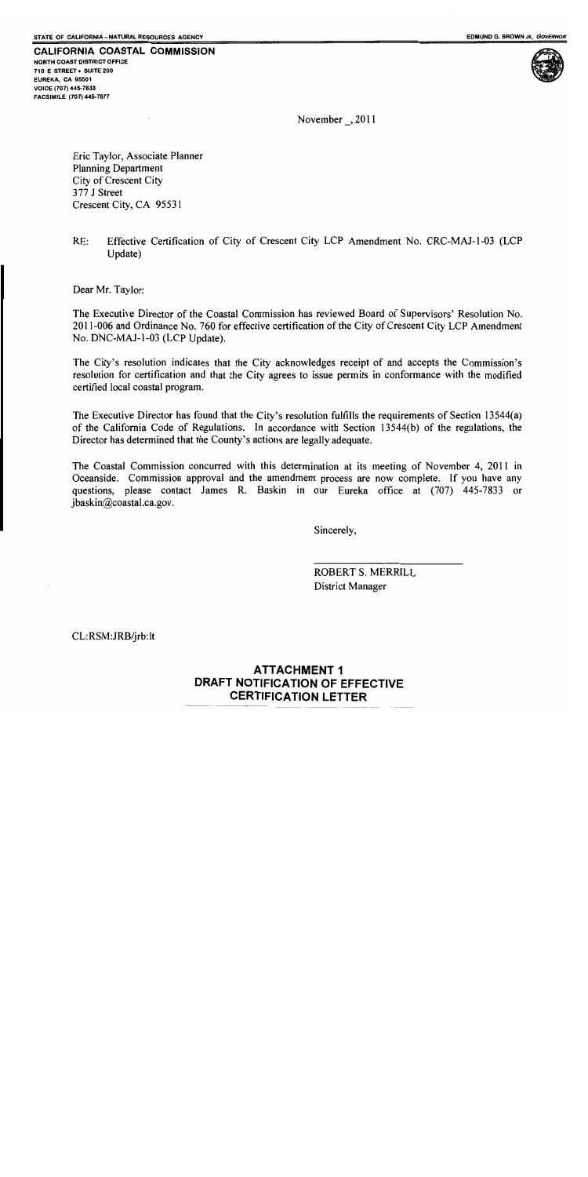STATE OF CALIFORNIA – NATURAL RESOURCES AGENCY

EDMUND G. BROWN JR, *GOVERNOR*

**CALIFORNIA COASTAL COMMISSION**
NORTH COAST DISTRICT OFFICE
710 E STREET • SUITE 200
EUREKA, CA 95501
VOICE (707) 445-7833
FACSIMILE (707) 445-7877

November _, 2011

Eric Taylor, Associate Planner
Planning Department
City of Crescent City
377 J Street
Crescent City, CA 95531

RE: Effective Certification of City of Crescent City LCP Amendment No. CRC-MAJ-1-03 (LCP Update)

Dear Mr. Taylor:

The Executive Director of the Coastal Commission has reviewed Board of Supervisors' Resolution No. 2011-006 and Ordinance No. 760 for effective certification of the City of Crescent City LCP Amendment No. DNC-MAJ-1-03 (LCP Update).

The City's resolution indicates that the City acknowledges receipt of and accepts the Commission's resolution for certification and that the City agrees to issue permits in conformance with the modified certified local coastal program.

The Executive Director has found that the City's resolution fulfills the requirements of Section 13544(a) of the California Code of Regulations. In accordance with Section 13544(b) of the regulations, the Director has determined that the County's actions are legally adequate.

The Coastal Commission concurred with this determination at its meeting of November 4, 2011 in Oceanside. Commission approval and the amendment process are now complete. If you have any questions, please contact James R. Baskin in our Eureka office at (707) 445-7833 or jbaskin@coastal.ca.gov.

Sincerely,

ROBERT S. MERRILL
District Manager

CL:RSM:JRB/jrb:lt

## ATTACHMENT 1
## DRAFT NOTIFICATION OF EFFECTIVE CERTIFICATION LETTER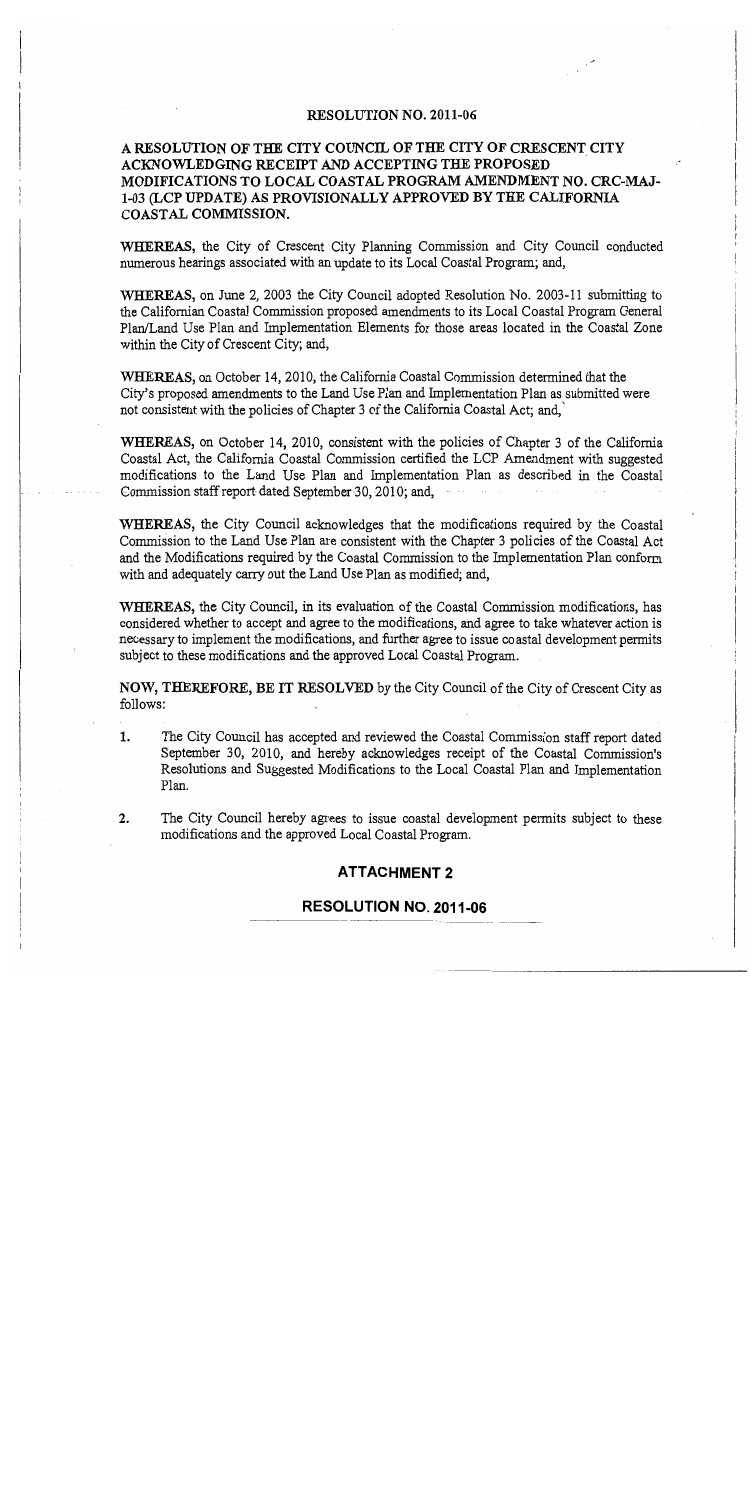# RESOLUTION NO. 2011-06

## A RESOLUTION OF THE CITY COUNCIL OF THE CITY OF CRESCENT CITY ACKNOWLEDGING RECEIPT AND ACCEPTING THE PROPOSED MODIFICATIONS TO LOCAL COASTAL PROGRAM AMENDMENT NO. CRC-MAJ-1-03 (LCP UPDATE) AS PROVISIONALLY APPROVED BY THE CALIFORNIA COASTAL COMMISSION.

**WHEREAS,** the City of Crescent City Planning Commission and City Council conducted numerous hearings associated with an update to its Local Coastal Program; and,

**WHEREAS,** on June 2, 2003 the City Council adopted Resolution No. 2003-11 submitting to the Californian Coastal Commission proposed amendments to its Local Coastal Program General Plan/Land Use Plan and Implementation Elements for those areas located in the Coastal Zone within the City of Crescent City; and,

**WHEREAS,** on October 14, 2010, the California Coastal Commission determined that the City's proposed amendments to the Land Use Plan and Implementation Plan as submitted were not consistent with the policies of Chapter 3 of the California Coastal Act; and,

**WHEREAS,** on October 14, 2010, consistent with the policies of Chapter 3 of the California Coastal Act, the California Coastal Commission certified the LCP Amendment with suggested modifications to the Land Use Plan and Implementation Plan as described in the Coastal Commission staff report dated September 30, 2010; and,

**WHEREAS,** the City Council acknowledges that the modifications required by the Coastal Commission to the Land Use Plan are consistent with the Chapter 3 policies of the Coastal Act and the Modifications required by the Coastal Commission to the Implementation Plan conform with and adequately carry out the Land Use Plan as modified; and,

**WHEREAS,** the City Council, in its evaluation of the Coastal Commission modifications, has considered whether to accept and agree to the modifications, and agree to take whatever action is necessary to implement the modifications, and further agree to issue coastal development permits subject to these modifications and the approved Local Coastal Program.

**NOW, THEREFORE, BE IT RESOLVED** by the City Council of the City of Crescent City as follows:

1. The City Council has accepted and reviewed the Coastal Commission staff report dated September 30, 2010, and hereby acknowledges receipt of the Coastal Commission's Resolutions and Suggested Modifications to the Local Coastal Plan and Implementation Plan.

2. The City Council hereby agrees to issue coastal development permits subject to these modifications and the approved Local Coastal Program.

**ATTACHMENT 2**

**RESOLUTION NO. 2011-06**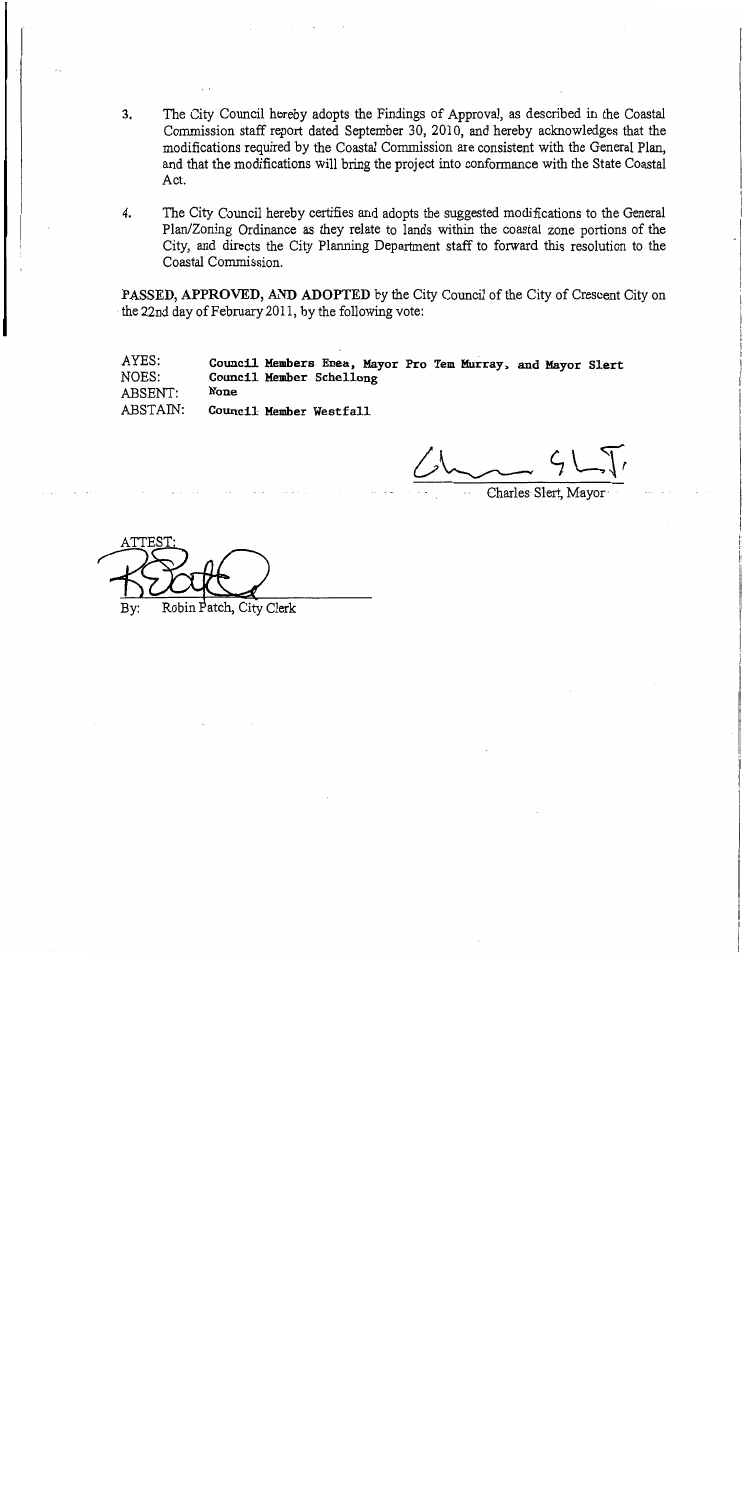3. The City Council hereby adopts the Findings of Approval, as described in the Coastal Commission staff report dated September 30, 2010, and hereby acknowledges that the modifications required by the Coastal Commission are consistent with the General Plan, and that the modifications will bring the project into conformance with the State Coastal Act.

4. The City Council hereby certifies and adopts the suggested modifications to the General Plan/Zoning Ordinance as they relate to lands within the coastal zone portions of the City, and directs the City Planning Department staff to forward this resolution to the Coastal Commission.

**PASSED, APPROVED, AND ADOPTED** by the City Council of the City of Crescent City on the 22nd day of February 2011, by the following vote:

AYES: Council Members Enea, Mayor Pro Tem Murray, and Mayor Slert
NOES: Council Member Schellong
ABSENT: None
ABSTAIN: Council Member Westfall

Charles Slert, Mayor

ATTEST:

By: Robin Patch, City Clerk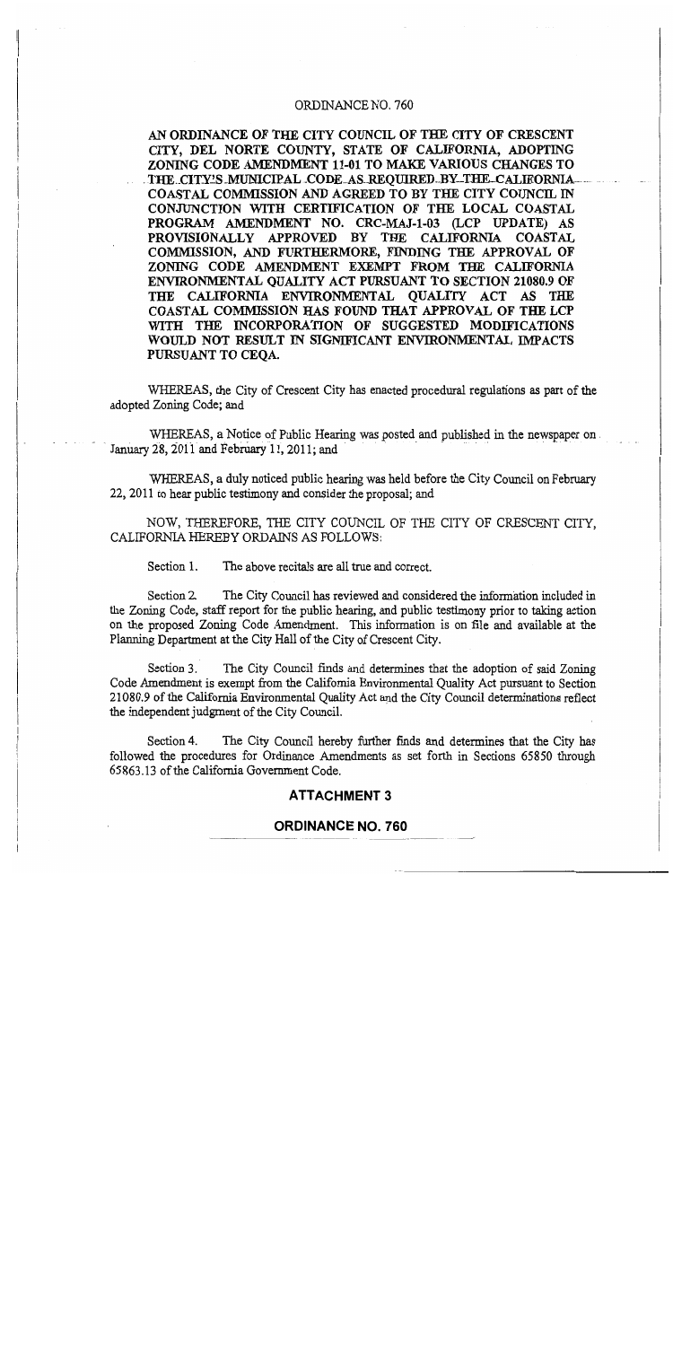# ORDINANCE NO. 760

**AN ORDINANCE OF THE CITY COUNCIL OF THE CITY OF CRESCENT CITY, DEL NORTE COUNTY, STATE OF CALIFORNIA, ADOPTING ZONING CODE AMENDMENT 11-01 TO MAKE VARIOUS CHANGES TO THE CITY'S MUNICIPAL CODE AS REQUIRED BY THE CALIFORNIA COASTAL COMMISSION AND AGREED TO BY THE CITY COUNCIL IN CONJUNCTION WITH CERTIFICATION OF THE LOCAL COASTAL PROGRAM AMENDMENT NO. CRC-MAJ-1-03 (LCP UPDATE) AS PROVISIONALLY APPROVED BY THE CALIFORNIA COASTAL COMMISSION, AND FURTHERMORE, FINDING THE APPROVAL OF ZONING CODE AMENDMENT EXEMPT FROM THE CALIFORNIA ENVIRONMENTAL QUALITY ACT PURSUANT TO SECTION 21080.9 OF THE CALIFORNIA ENVIRONMENTAL QUALITY ACT AS THE COASTAL COMMISSION HAS FOUND THAT APPROVAL OF THE LCP WITH THE INCORPORATION OF SUGGESTED MODIFICATIONS WOULD NOT RESULT IN SIGNIFICANT ENVIRONMENTAL IMPACTS PURSUANT TO CEQA.**

WHEREAS, the City of Crescent City has enacted procedural regulations as part of the adopted Zoning Code; and

WHEREAS, a Notice of Public Hearing was posted and published in the newspaper on January 28, 2011 and February 11, 2011; and

WHEREAS, a duly noticed public hearing was held before the City Council on February 22, 2011 to hear public testimony and consider the proposal; and

NOW, THEREFORE, THE CITY COUNCIL OF THE CITY OF CRESCENT CITY, CALIFORNIA HEREBY ORDAINS AS FOLLOWS:

Section 1. The above recitals are all true and correct.

Section 2. The City Council has reviewed and considered the information included in the Zoning Code, staff report for the public hearing, and public testimony prior to taking action on the proposed Zoning Code Amendment. This information is on file and available at the Planning Department at the City Hall of the City of Crescent City.

Section 3. The City Council finds and determines that the adoption of said Zoning Code Amendment is exempt from the California Environmental Quality Act pursuant to Section 21080.9 of the California Environmental Quality Act and the City Council determinations reflect the independent judgment of the City Council.

Section 4. The City Council hereby further finds and determines that the City has followed the procedures for Ordinance Amendments as set forth in Sections 65850 through 65863.13 of the California Government Code.

**ATTACHMENT 3**

**ORDINANCE NO. 760**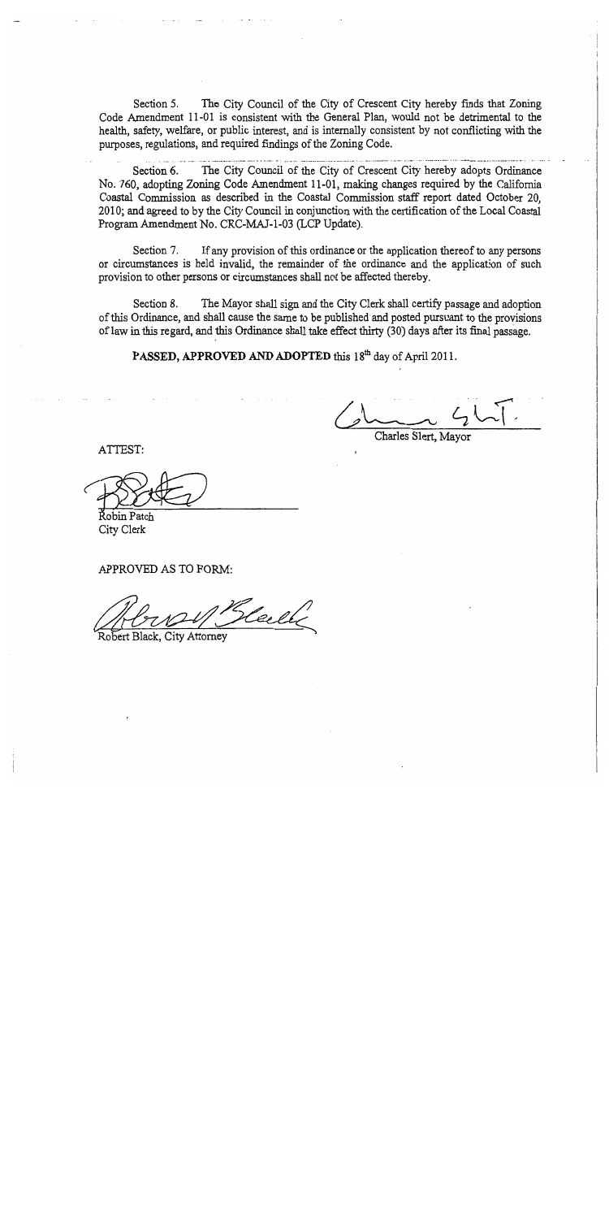Section 5. The City Council of the City of Crescent City hereby finds that Zoning Code Amendment 11-01 is consistent with the General Plan, would not be detrimental to the health, safety, welfare, or public interest, and is internally consistent by not conflicting with the purposes, regulations, and required findings of the Zoning Code.

Section 6. The City Council of the City of Crescent City hereby adopts Ordinance No. 760, adopting Zoning Code Amendment 11-01, making changes required by the California Coastal Commission as described in the Coastal Commission staff report dated October 20, 2010; and agreed to by the City Council in conjunction with the certification of the Local Coastal Program Amendment No. CRC-MAJ-1-03 (LCP Update).

Section 7. If any provision of this ordinance or the application thereof to any persons or circumstances is held invalid, the remainder of the ordinance and the application of such provision to other persons or circumstances shall not be affected thereby.

Section 8. The Mayor shall sign and the City Clerk shall certify passage and adoption of this Ordinance, and shall cause the same to be published and posted pursuant to the provisions of law in this regard, and this Ordinance shall take effect thirty (30) days after its final passage.

**PASSED, APPROVED AND ADOPTED** this 18th day of April 2011.

Charles Slert, Mayor

ATTEST:

Robin Patch
City Clerk

APPROVED AS TO FORM:

Robert Black, City Attorney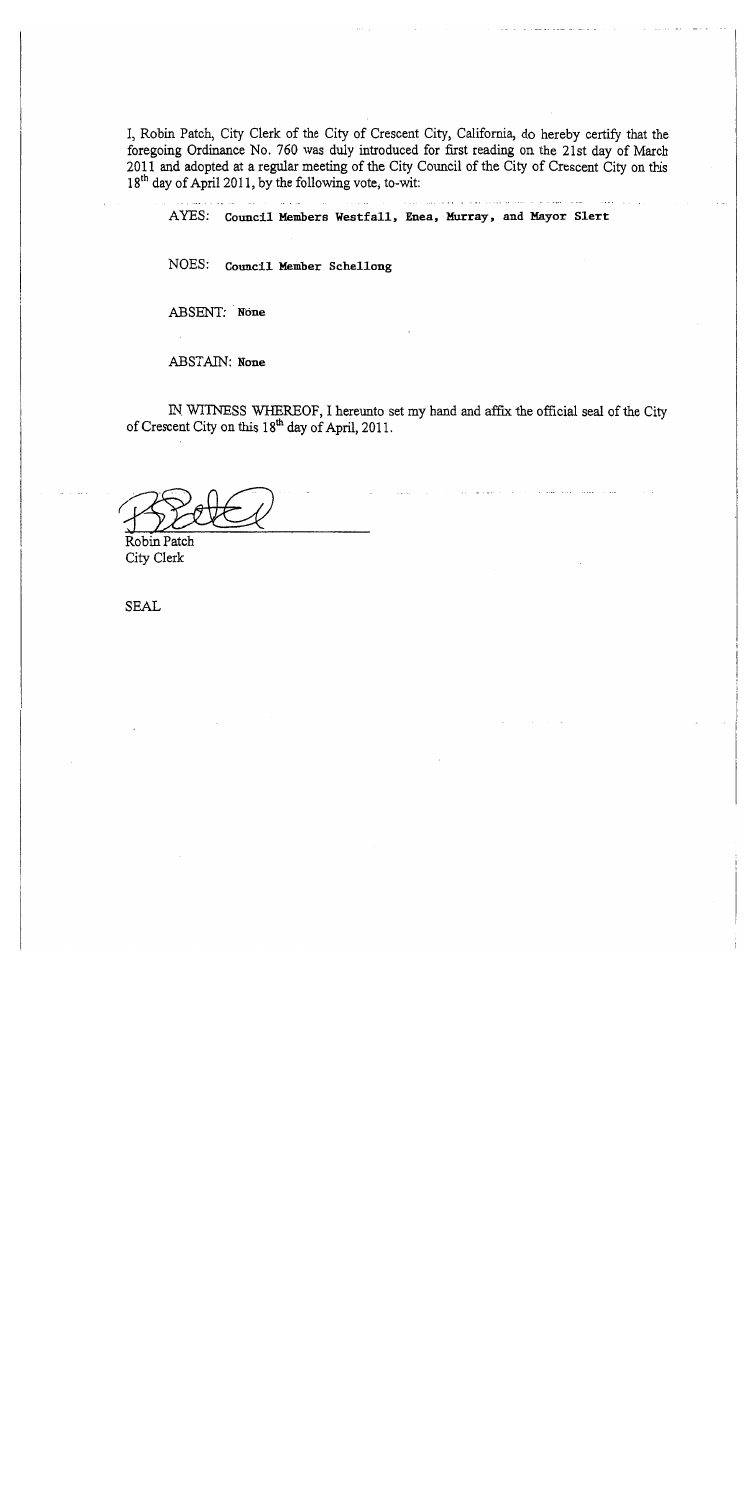I, Robin Patch, City Clerk of the City of Crescent City, California, do hereby certify that the foregoing Ordinance No. 760 was duly introduced for first reading on the 21st day of March 2011 and adopted at a regular meeting of the City Council of the City of Crescent City on this 18th day of April 2011, by the following vote, to-wit:

AYES: Council Members Westfall, Enea, Murray, and Mayor Slert

NOES: Council Member Schellong

ABSENT: None

ABSTAIN: None

IN WITNESS WHEREOF, I hereunto set my hand and affix the official seal of the City of Crescent City on this 18th day of April, 2011.

Robin Patch
City Clerk

SEAL